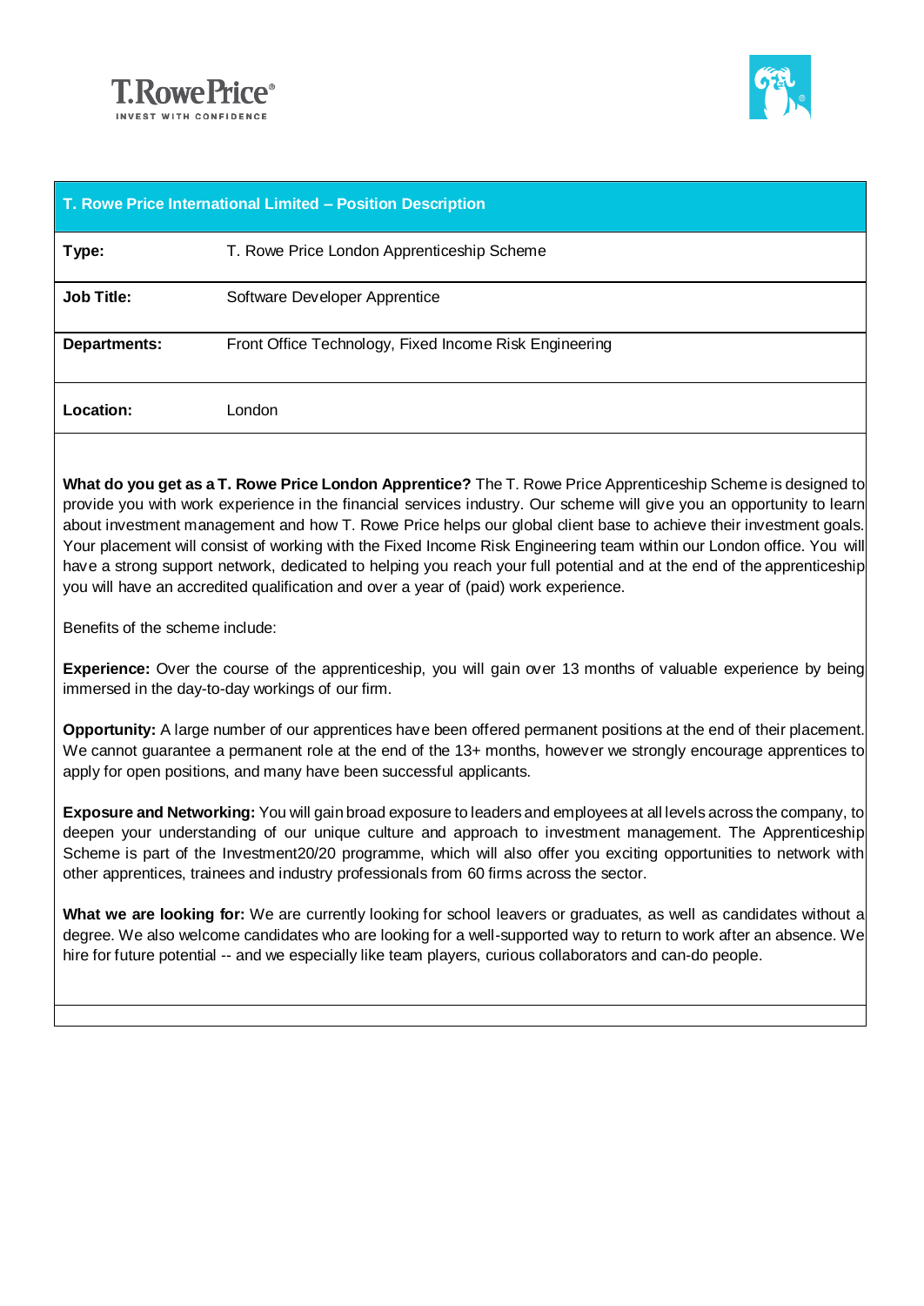T.RowePrice®
INVEST WITH CONFIDENCE

| T. Rowe Price International Limited – Position Description | |
|---|---|
| **Type:** | T. Rowe Price London Apprenticeship Scheme |
| **Job Title:** | Software Developer Apprentice |
| **Departments:** | Front Office Technology, Fixed Income Risk Engineering |
| **Location:** | London |

**What do you get as a T. Rowe Price London Apprentice?** The T. Rowe Price Apprenticeship Scheme is designed to provide you with work experience in the financial services industry. Our scheme will give you an opportunity to learn about investment management and how T. Rowe Price helps our global client base to achieve their investment goals. Your placement will consist of working with the Fixed Income Risk Engineering team within our London office. You will have a strong support network, dedicated to helping you reach your full potential and at the end of the apprenticeship you will have an accredited qualification and over a year of (paid) work experience.

Benefits of the scheme include:

**Experience:** Over the course of the apprenticeship, you will gain over 13 months of valuable experience by being immersed in the day-to-day workings of our firm.

**Opportunity:** A large number of our apprentices have been offered permanent positions at the end of their placement. We cannot guarantee a permanent role at the end of the 13+ months, however we strongly encourage apprentices to apply for open positions, and many have been successful applicants.

**Exposure and Networking:** You will gain broad exposure to leaders and employees at all levels across the company, to deepen your understanding of our unique culture and approach to investment management. The Apprenticeship Scheme is part of the Investment20/20 programme, which will also offer you exciting opportunities to network with other apprentices, trainees and industry professionals from 60 firms across the sector.

**What we are looking for:** We are currently looking for school leavers or graduates, as well as candidates without a degree. We also welcome candidates who are looking for a well-supported way to return to work after an absence. We hire for future potential -- and we especially like team players, curious collaborators and can-do people.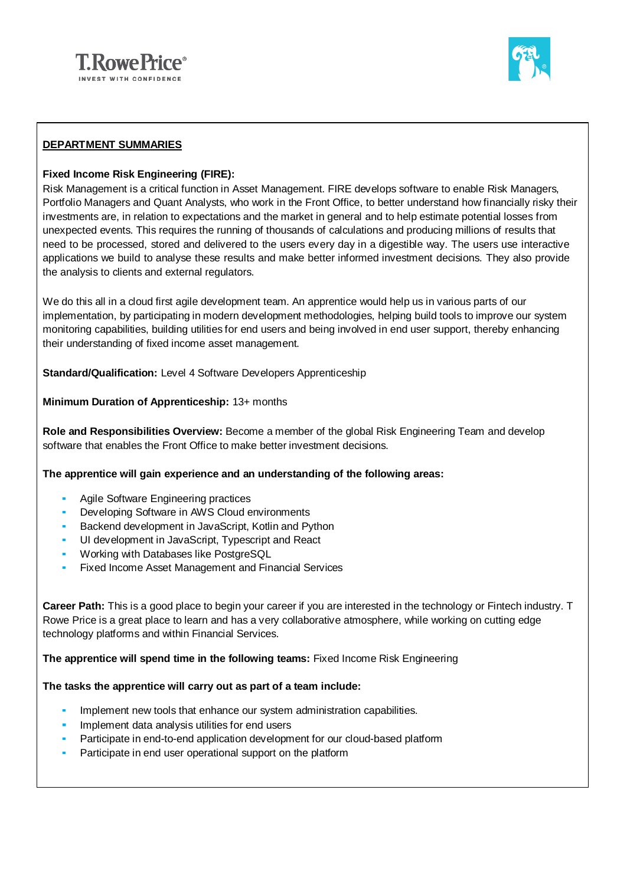## DEPARTMENT SUMMARIES

**Fixed Income Risk Engineering (FIRE):**
Risk Management is a critical function in Asset Management. FIRE develops software to enable Risk Managers, Portfolio Managers and Quant Analysts, who work in the Front Office, to better understand how financially risky their investments are, in relation to expectations and the market in general and to help estimate potential losses from unexpected events. This requires the running of thousands of calculations and producing millions of results that need to be processed, stored and delivered to the users every day in a digestible way. The users use interactive applications we build to analyse these results and make better informed investment decisions. They also provide the analysis to clients and external regulators.

We do this all in a cloud first agile development team. An apprentice would help us in various parts of our implementation, by participating in modern development methodologies, helping build tools to improve our system monitoring capabilities, building utilities for end users and being involved in end user support, thereby enhancing their understanding of fixed income asset management.

**Standard/Qualification:** Level 4 Software Developers Apprenticeship

**Minimum Duration of Apprenticeship:** 13+ months

**Role and Responsibilities Overview:** Become a member of the global Risk Engineering Team and develop software that enables the Front Office to make better investment decisions.

**The apprentice will gain experience and an understanding of the following areas:**

- Agile Software Engineering practices
- Developing Software in AWS Cloud environments
- Backend development in JavaScript, Kotlin and Python
- UI development in JavaScript, Typescript and React
- Working with Databases like PostgreSQL
- Fixed Income Asset Management and Financial Services

**Career Path:** This is a good place to begin your career if you are interested in the technology or Fintech industry. T Rowe Price is a great place to learn and has a very collaborative atmosphere, while working on cutting edge technology platforms and within Financial Services.

**The apprentice will spend time in the following teams:** Fixed Income Risk Engineering

**The tasks the apprentice will carry out as part of a team include:**

- Implement new tools that enhance our system administration capabilities.
- Implement data analysis utilities for end users
- Participate in end-to-end application development for our cloud-based platform
- Participate in end user operational support on the platform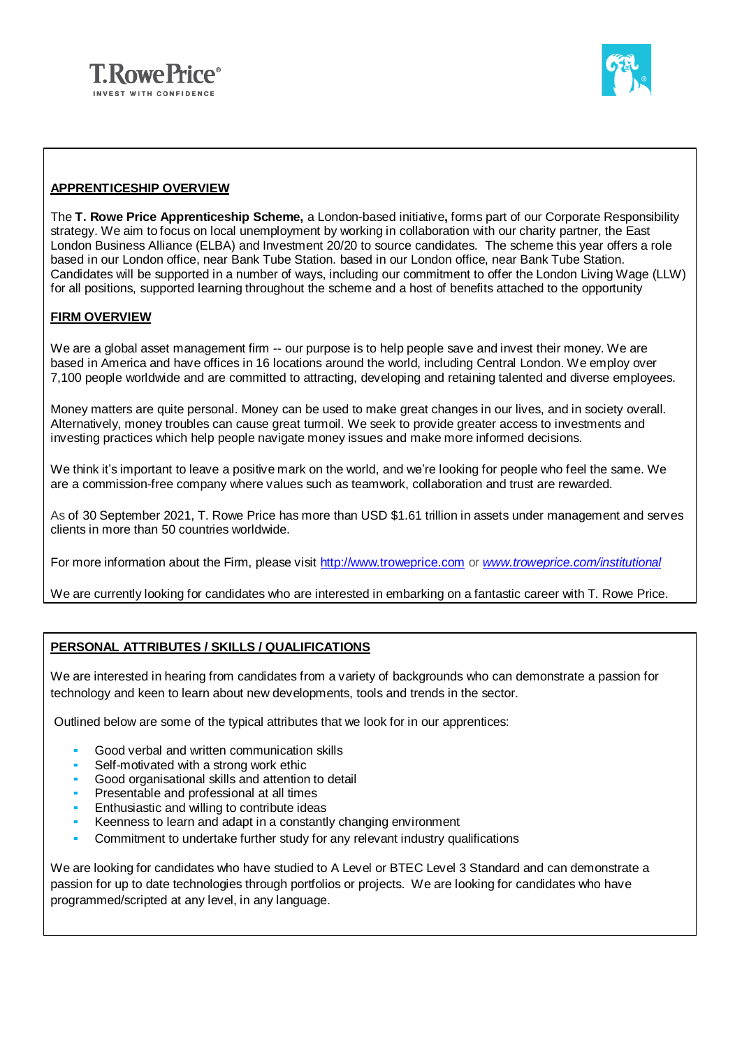T.RowePrice®
INVEST WITH CONFIDENCE

## APPRENTICESHIP OVERVIEW

The **T. Rowe Price Apprenticeship Scheme,** a London-based initiative**,** forms part of our Corporate Responsibility strategy. We aim to focus on local unemployment by working in collaboration with our charity partner, the East London Business Alliance (ELBA) and Investment 20/20 to source candidates. The scheme this year offers a role based in our London office, near Bank Tube Station. based in our London office, near Bank Tube Station. Candidates will be supported in a number of ways, including our commitment to offer the London Living Wage (LLW) for all positions, supported learning throughout the scheme and a host of benefits attached to the opportunity

## FIRM OVERVIEW

We are a global asset management firm -- our purpose is to help people save and invest their money. We are based in America and have offices in 16 locations around the world, including Central London. We employ over 7,100 people worldwide and are committed to attracting, developing and retaining talented and diverse employees.

Money matters are quite personal. Money can be used to make great changes in our lives, and in society overall. Alternatively, money troubles can cause great turmoil. We seek to provide greater access to investments and investing practices which help people navigate money issues and make more informed decisions.

We think it's important to leave a positive mark on the world, and we're looking for people who feel the same. We are a commission-free company where values such as teamwork, collaboration and trust are rewarded.

As of 30 September 2021, T. Rowe Price has more than USD $1.61 trillion in assets under management and serves clients in more than 50 countries worldwide.

For more information about the Firm, please visit http://www.troweprice.com or *www.troweprice.com/institutional*

We are currently looking for candidates who are interested in embarking on a fantastic career with T. Rowe Price.

## PERSONAL ATTRIBUTES / SKILLS / QUALIFICATIONS

We are interested in hearing from candidates from a variety of backgrounds who can demonstrate a passion for technology and keen to learn about new developments, tools and trends in the sector.

Outlined below are some of the typical attributes that we look for in our apprentices:

- Good verbal and written communication skills
- Self-motivated with a strong work ethic
- Good organisational skills and attention to detail
- Presentable and professional at all times
- Enthusiastic and willing to contribute ideas
- Keenness to learn and adapt in a constantly changing environment
- Commitment to undertake further study for any relevant industry qualifications

We are looking for candidates who have studied to A Level or BTEC Level 3 Standard and can demonstrate a passion for up to date technologies through portfolios or projects. We are looking for candidates who have programmed/scripted at any level, in any language.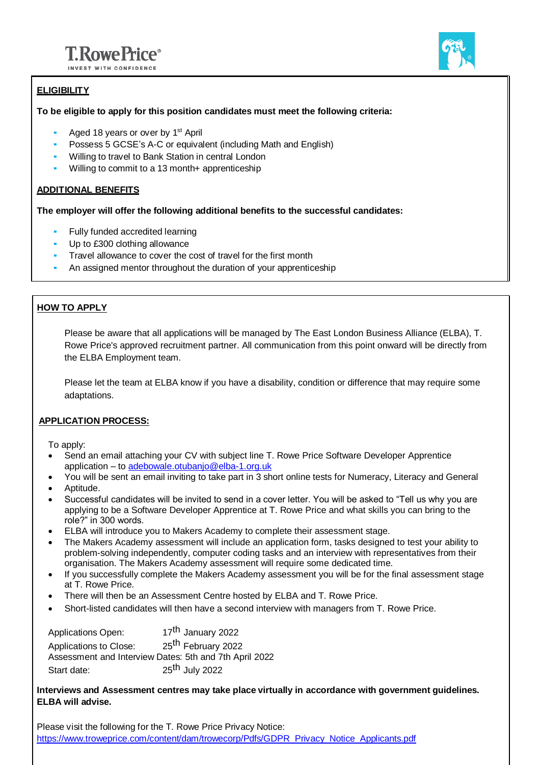T.RowePrice®
INVEST WITH CONFIDENCE

## ELIGIBILITY

**To be eligible to apply for this position candidates must meet the following criteria:**

- Aged 18 years or over by 1st April
- Possess 5 GCSE's A-C or equivalent (including Math and English)
- Willing to travel to Bank Station in central London
- Willing to commit to a 13 month+ apprenticeship

## ADDITIONAL BENEFITS

**The employer will offer the following additional benefits to the successful candidates:**

- Fully funded accredited learning
- Up to £300 clothing allowance
- Travel allowance to cover the cost of travel for the first month
- An assigned mentor throughout the duration of your apprenticeship

## HOW TO APPLY

Please be aware that all applications will be managed by The East London Business Alliance (ELBA), T. Rowe Price's approved recruitment partner. All communication from this point onward will be directly from the ELBA Employment team.

Please let the team at ELBA know if you have a disability, condition or difference that may require some adaptations.

## APPLICATION PROCESS:

To apply:

- Send an email attaching your CV with subject line T. Rowe Price Software Developer Apprentice application – to adebowale.otubanjo@elba-1.org.uk
- You will be sent an email inviting to take part in 3 short online tests for Numeracy, Literacy and General
- Aptitude.
- Successful candidates will be invited to send in a cover letter. You will be asked to "Tell us why you are applying to be a Software Developer Apprentice at T. Rowe Price and what skills you can bring to the role?" in 300 words.
- ELBA will introduce you to Makers Academy to complete their assessment stage.
- The Makers Academy assessment will include an application form, tasks designed to test your ability to problem-solving independently, computer coding tasks and an interview with representatives from their organisation. The Makers Academy assessment will require some dedicated time.
- If you successfully complete the Makers Academy assessment you will be for the final assessment stage at T. Rowe Price.
- There will then be an Assessment Centre hosted by ELBA and T. Rowe Price.
- Short-listed candidates will then have a second interview with managers from T. Rowe Price.

Applications Open: 17th January 2022
Applications to Close: 25th February 2022
Assessment and Interview Dates: 5th and 7th April 2022
Start date: 25th July 2022

**Interviews and Assessment centres may take place virtually in accordance with government guidelines. ELBA will advise.**

Please visit the following for the T. Rowe Price Privacy Notice:
https://www.troweprice.com/content/dam/trowecorp/Pdfs/GDPR_Privacy_Notice_Applicants.pdf